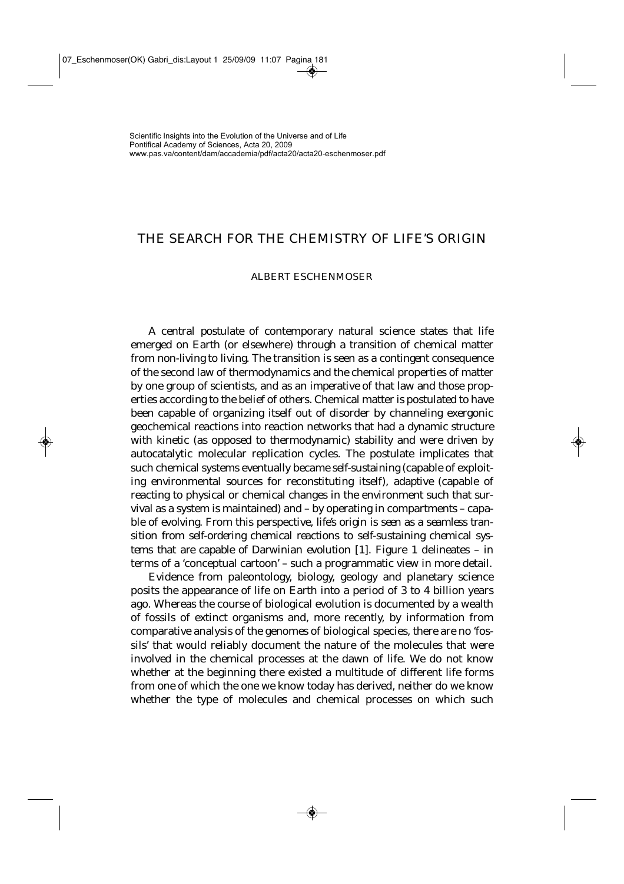Scientific Insights into the Evolution of the Universe and of Life
Pontifical Academy of Sciences, Acta 20, 2009
www.pas.va/content/dam/accademia/pdf/acta20/acta20-eschenmoser.pdf

# THE SEARCH FOR THE CHEMISTRY OF LIFE'S ORIGIN

ALBERT ESCHENMOSER

A central postulate of contemporary natural science states that life emerged on Earth (or elsewhere) through a transition of chemical matter from non-living to living. The transition is seen as a *contingent* consequence of the second law of thermodynamics and the chemical properties of matter by one group of scientists, and as an *imperative* of that law and those properties according to the belief of others. Chemical matter is postulated to have been capable of organizing itself out of disorder by channeling exergonic geochemical reactions into reaction networks that had a dynamic structure with kinetic (as opposed to thermodynamic) stability and were driven by autocatalytic molecular replication cycles. The postulate implicates that such chemical systems eventually became *self-sustaining* (capable of exploiting environmental sources for reconstituting itself), *adaptive* (capable of reacting to physical or chemical changes in the environment such that survival as a system is maintained) and – by operating in compartments – capable of *evolving*. From this perspective, *life's origin is seen as a seamless transition from self-ordering chemical reactions to self-sustaining chemical systems that are capable of Darwinian evolution* [1]. Figure 1 delineates – in terms of a 'conceptual cartoon' – such a programmatic view in more detail.

Evidence from paleontology, biology, geology and planetary science posits the appearance of life on Earth into a period of 3 to 4 billion years ago. Whereas the course of biological evolution is documented by a wealth of fossils of extinct organisms and, more recently, by information from comparative analysis of the genomes of biological species, there are no 'fossils' that would reliably document the nature of the molecules that were involved in the chemical processes at the dawn of life. We do not know whether at the beginning there existed a multitude of different life forms from one of which the one we know today has derived, neither do we know whether the type of molecules and chemical processes on which such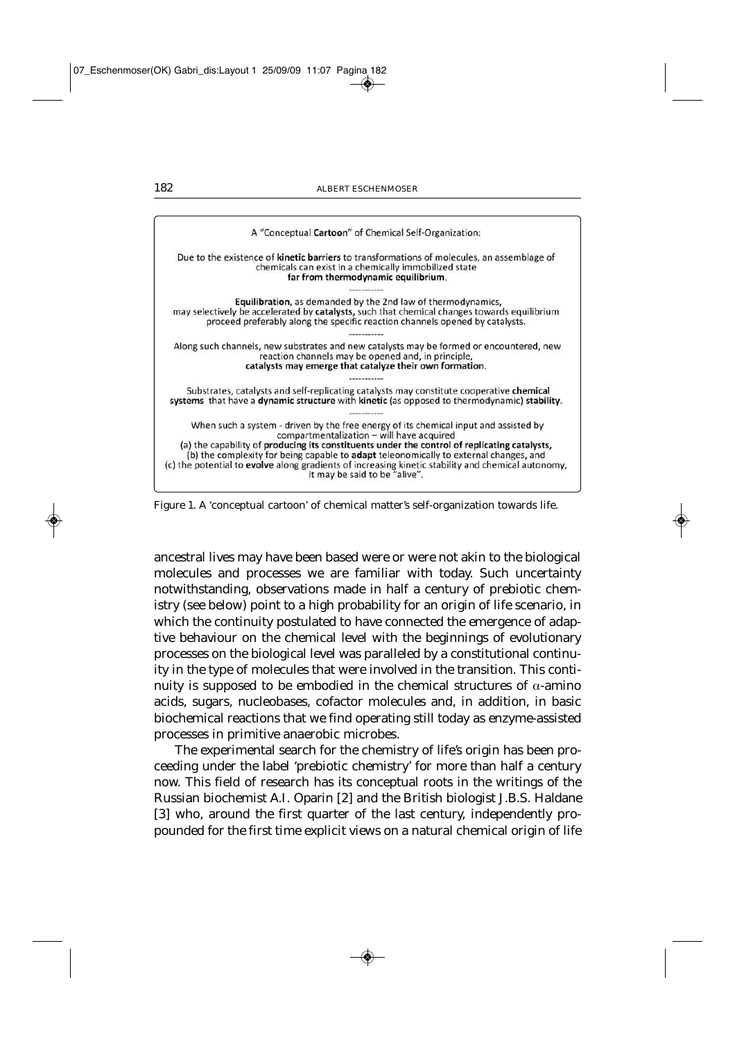A "Conceptual **Cartoon**" of Chemical Self-Organization:

Due to the existence of **kinetic barriers** to transformations of molecules, an assemblage of chemicals can exist in a chemically immobilized state **far from thermodynamic equilibrium**.

-----------

**Equilibration**, as demanded by the 2nd law of thermodynamics, may selectively be accelerated by **catalysts**, such that chemical changes towards equilibrium proceed preferably along the specific reaction channels opened by catalysts.

-----------

Along such channels, new substrates and new catalysts may be formed or encountered, new reaction channels may be opened and, in principle, **catalysts may emerge that catalyze their own formation**.

-----------

Substrates, catalysts and self-replicating catalysts may constitute cooperative **chemical systems** that have a **dynamic structure** with **kinetic** (as opposed to thermodynamic) **stability**.

-----------

When such a system - driven by the free energy of its chemical input and assisted by compartmentalization – will have acquired
(a) the capability of **producing its constituents under the control of replicating catalysts**,
(b) the complexity for being capable to **adapt** teleonomically to external changes, and
(c) the potential to **evolve** along gradients of increasing kinetic stability and chemical autonomy,
it may be said to be "alive".

Figure 1. A 'conceptual cartoon' of chemical matter's self-organization towards life.

ancestral lives may have been based were or were not akin to the biological molecules and processes we are familiar with today. Such uncertainty notwithstanding, observations made in half a century of prebiotic chemistry (see below) point to a high probability for an origin of life scenario, in which the continuity postulated to have connected the emergence of adaptive behaviour on the chemical level with the beginnings of evolutionary processes on the biological level was paralleled by a constitutional continuity in the type of molecules that were involved in the transition. This continuity is supposed to be embodied in the chemical structures of $\alpha$-amino acids, sugars, nucleobases, cofactor molecules and, in addition, in basic biochemical reactions that we find operating still today as enzyme-assisted processes in primitive anaerobic microbes.

The experimental search for the chemistry of life's origin has been proceeding under the label 'prebiotic chemistry' for more than half a century now. This field of research has its conceptual roots in the writings of the Russian biochemist A.I. Oparin [2] and the British biologist J.B.S. Haldane [3] who, around the first quarter of the last century, independently propounded for the first time explicit views on a natural chemical origin of life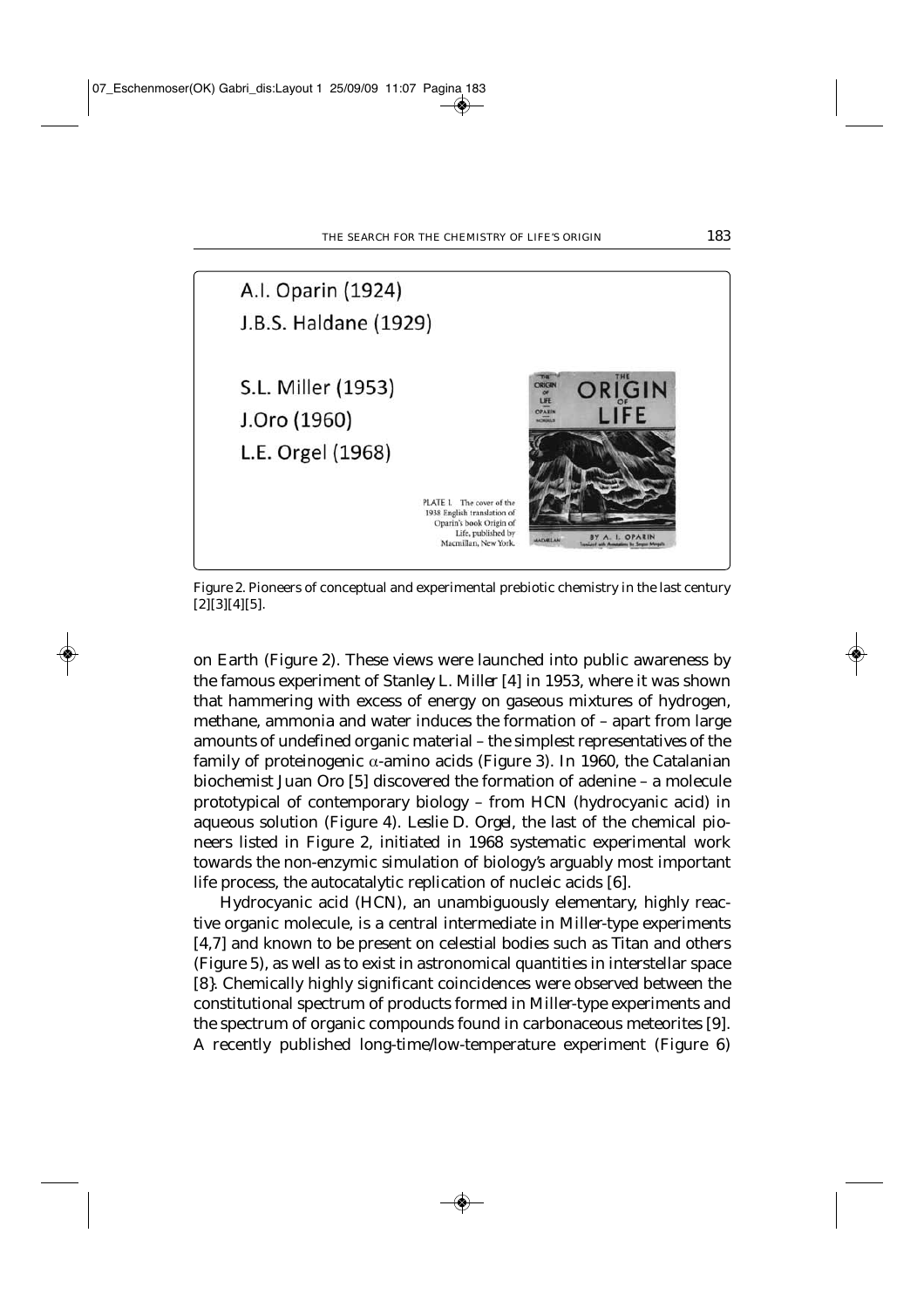A.I. Oparin (1924)

J.B.S. Haldane (1929)

S.L. Miller (1953)

J.Oro (1960)

L.E. Orgel (1968)

PLATE I. The cover of the 1938 English translation of Oparin's book Origin of Life, published by Macmillan, New York.

Figure 2. Pioneers of conceptual and experimental prebiotic chemistry in the last century [2][3][4][5].

on Earth (Figure 2). These views were launched into public awareness by the famous experiment of *Stanley L. Miller* [4] in 1953, where it was shown that hammering with excess of energy on gaseous mixtures of hydrogen, methane, ammonia and water induces the formation of – apart from large amounts of undefined organic material – the simplest representatives of the family of proteinogenic $\alpha$-amino acids (Figure 3). In 1960, the Catalanian biochemist Juan Oro [5] discovered the formation of adenine – a molecule prototypical of contemporary biology – from HCN (hydrocyanic acid) in aqueous solution (Figure 4). *Leslie D. Orgel*, the last of the chemical pioneers listed in Figure 2, initiated in 1968 systematic experimental work towards the non-enzymic simulation of biology's arguably most important life process, the autocatalytic replication of nucleic acids [6].

Hydrocyanic acid (HCN), an unambiguously elementary, highly reactive organic molecule, is a central intermediate in Miller-type experiments [4,7] and known to be present on celestial bodies such as Titan and others (Figure 5), as well as to exist in astronomical quantities in interstellar space [8}. Chemically highly significant coincidences were observed between the constitutional spectrum of products formed in Miller-type experiments and the spectrum of organic compounds found in carbonaceous meteorites [9]. A recently published long-time/low-temperature experiment (Figure 6)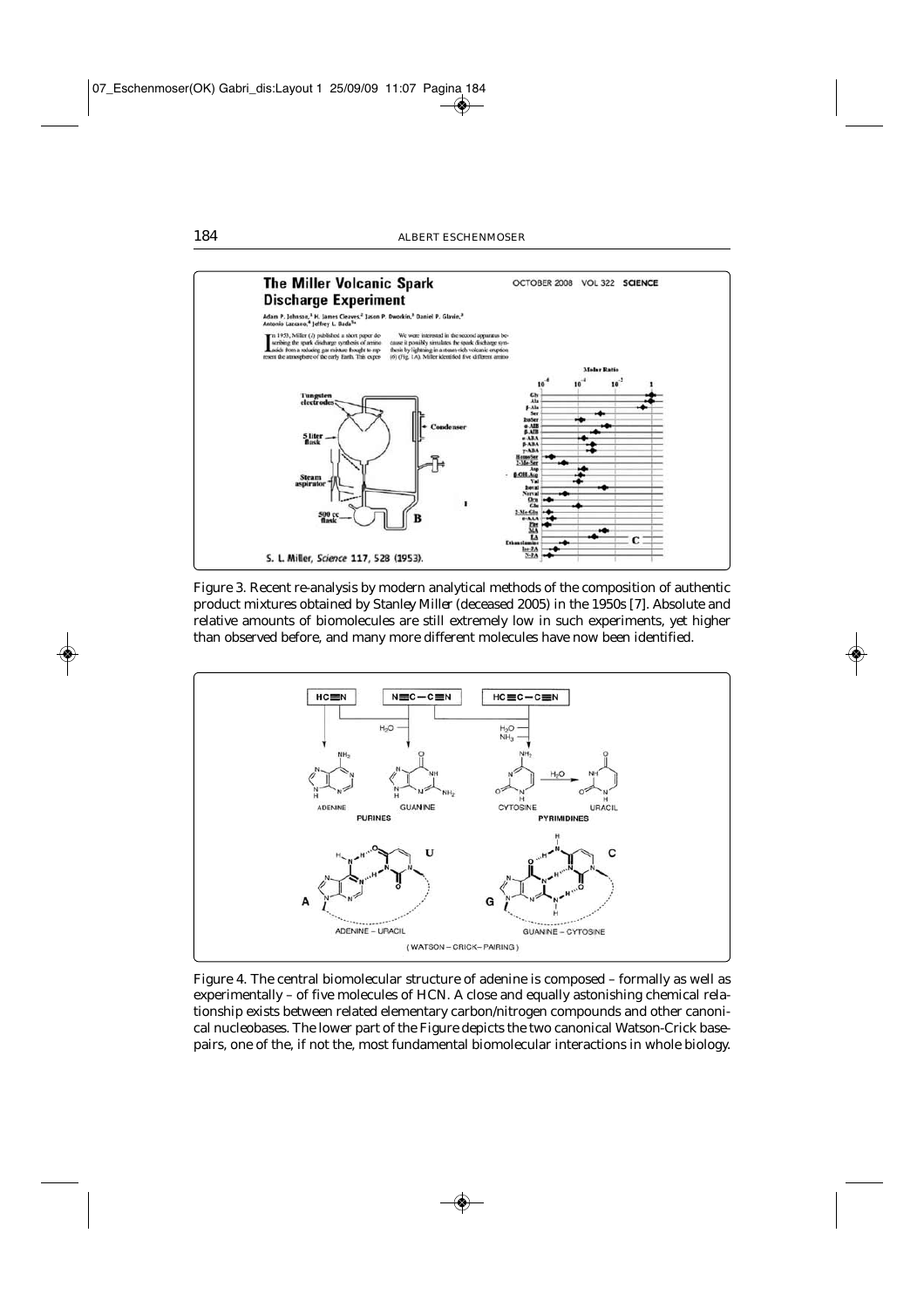Figure 3. Recent re-analysis by modern analytical methods of the composition of authentic product mixtures obtained by Stanley Miller (deceased 2005) in the 1950s [7]. Absolute and relative amounts of biomolecules are still extremely low in such experiments, yet higher than observed before, and many more different molecules have now been identified.

Figure 4. The central biomolecular structure of adenine is composed – formally as well as experimentally – of five molecules of HCN. A close and equally astonishing chemical relationship exists between related elementary carbon/nitrogen compounds and other canonical nucleobases. The lower part of the Figure depicts the two canonical Watson-Crick base-pairs, one of the, if not the, most fundamental biomolecular interactions in whole biology.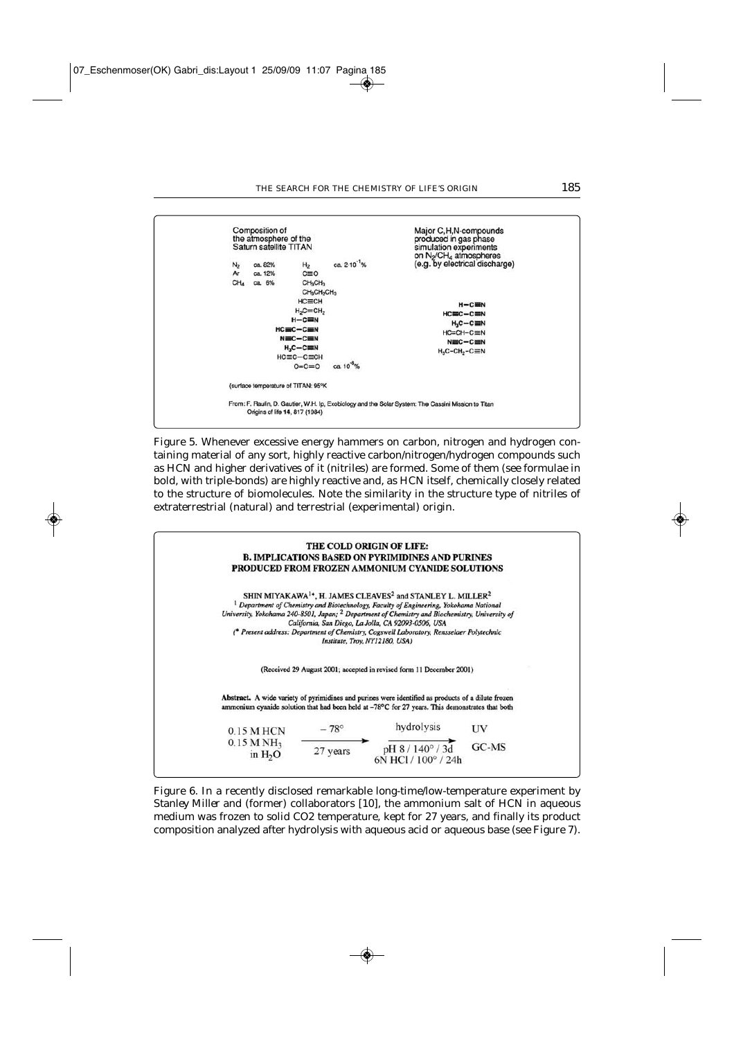Composition of the atmosphere of the Saturn satellite TITAN

| | | | |
|---|---|---|---|
| $N_2$ | ca. 82% | $H_2$ | ca. $2 \cdot 10^{-1}$% |
| Ar | ca. 12% | $C{\equiv}O$ | |
| $CH_4$ | ca. 6% | $CH_3CH_3$ | |
| | | $CH_3CH_2CH_3$ | |
| | | $HC{\equiv}CH$ | |
| | | $H_2C{=}CH_2$ | |
| | | **$H{-}C{\equiv}N$** | |
| | | **$HC{\equiv}C{-}C{\equiv}N$** | |
| | | **$N{\equiv}C{-}C{\equiv}N$** | |
| | | **$H_3C{-}C{\equiv}N$** | |
| | | $HC{\equiv}C{-}C{\equiv}CH$ | |
| | | $O{=}C{=}O$ | ca. $10^{-8}$% |

(surface temperature of TITAN: 95°K

Major C,H,N-compounds produced in gas phase simulation experiments on $N_2/CH_4$ atmospheres (e.g. by electrical discharge)

**$H{-}C{\equiv}N$**
**$HC{\equiv}C{-}C{\equiv}N$**
**$H_3C{-}C{\equiv}N$**
$HC{=}CH{-}C{\equiv}N$
**$N{\equiv}C{-}C{\equiv}N$**
$H_3C{-}CH_2{-}C{\equiv}N$

From: F. Raulin, D. Gautier, W.H. Ip, Exobiology and the Solar System: The Cassini Mission to Titan Origins of life **14**, 817 (1984)

Figure 5. Whenever excessive energy hammers on carbon, nitrogen and hydrogen containing material of any sort, highly reactive carbon/nitrogen/hydrogen compounds such as HCN and higher derivatives of it (nitriles) are formed. Some of them (see formulae in bold, with triple-bonds) are highly reactive and, as HCN itself, chemically closely related to the structure of biomolecules. Note the similarity in the structure type of nitriles of extraterrestrial (natural) and terrestrial (experimental) origin.

**THE COLD ORIGIN OF LIFE:**
**B. IMPLICATIONS BASED ON PYRIMIDINES AND PURINES PRODUCED FROM FROZEN AMMONIUM CYANIDE SOLUTIONS**

SHIN MIYAKAWA[1*], H. JAMES CLEAVES[2] and STANLEY L. MILLER[2]

[1] *Department of Chemistry and Biotechnology, Faculty of Engineering, Yokohama National University, Yokohama 240-8501, Japan;* [2] *Department of Chemistry and Biochemistry, University of California, San Diego, La Jolla, CA 92093-0506, USA*
(* *Present address: Department of Chemistry, Cogswell Laboratory, Rensselaer Polytechnic Institute, Troy, NY12180, USA)*

(Received 29 August 2001; accepted in revised form 11 December 2001)

**Abstract.** A wide variety of pyrimidines and purines were identified as products of a dilute frozen ammonium cyanide solution that had been held at −78°C for 27 years. This demonstrates that both

$$\begin{array}{c} 0.15\ M\ HCN \\ 0.15\ M\ NH_3 \\ \text{in } H_2O \end{array} \xrightarrow[\text{27 years}]{-78^\circ} \xrightarrow[\text{6N HCl / 100° / 24h}]{\text{hydrolysis} \atop \text{pH 8 / 140° / 3d}} \begin{array}{c} \text{UV} \\ \text{GC-MS} \end{array}$$

Figure 6. In a recently disclosed remarkable long-time/low-temperature experiment by Stanley Miller and (former) collaborators [10], the ammonium salt of HCN in aqueous medium was frozen to solid CO2 temperature, kept for 27 years, and finally its product composition analyzed after hydrolysis with aqueous acid or aqueous base (see Figure 7).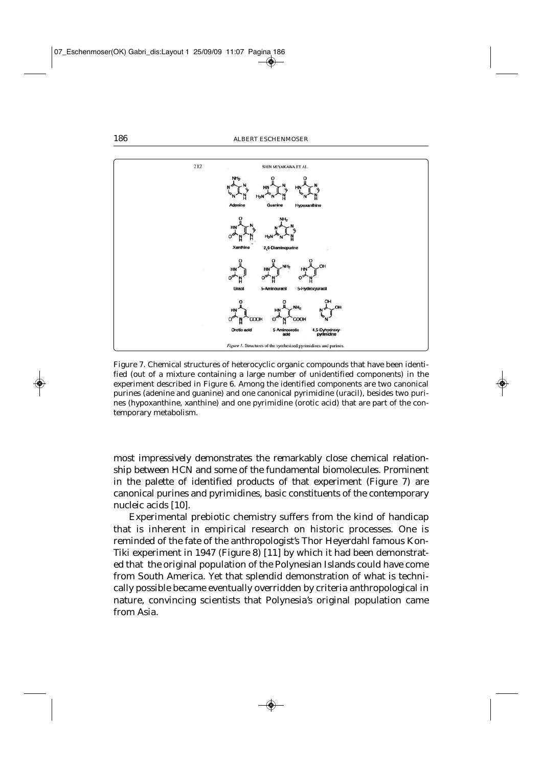Figure 7. Chemical structures of heterocyclic organic compounds that have been identified (out of a mixture containing a large number of unidentified components) in the experiment described in Figure 6. Among the identified components are two canonical purines (adenine and guanine) and one canonical pyrimidine (uracil), besides two purines (hypoxanthine, xanthine) and one pyrimidine (orotic acid) that are part of the contemporary metabolism.

most impressively demonstrates the remarkably close chemical relationship between HCN and some of the fundamental biomolecules. Prominent in the palette of identified products of that experiment (Figure 7) are canonical purines and pyrimidines, basic constituents of the contemporary nucleic acids [10].

Experimental prebiotic chemistry suffers from the kind of handicap that is inherent in empirical research on historic processes. One is reminded of the fate of the anthropologist's Thor Heyerdahl famous Kon-Tiki experiment in 1947 (Figure 8) [11] by which it had been demonstrated that the original population of the Polynesian Islands could have come from South America. Yet that splendid demonstration of what is technically possible became eventually overridden by criteria anthropological in nature, convincing scientists that Polynesia's original population came from Asia.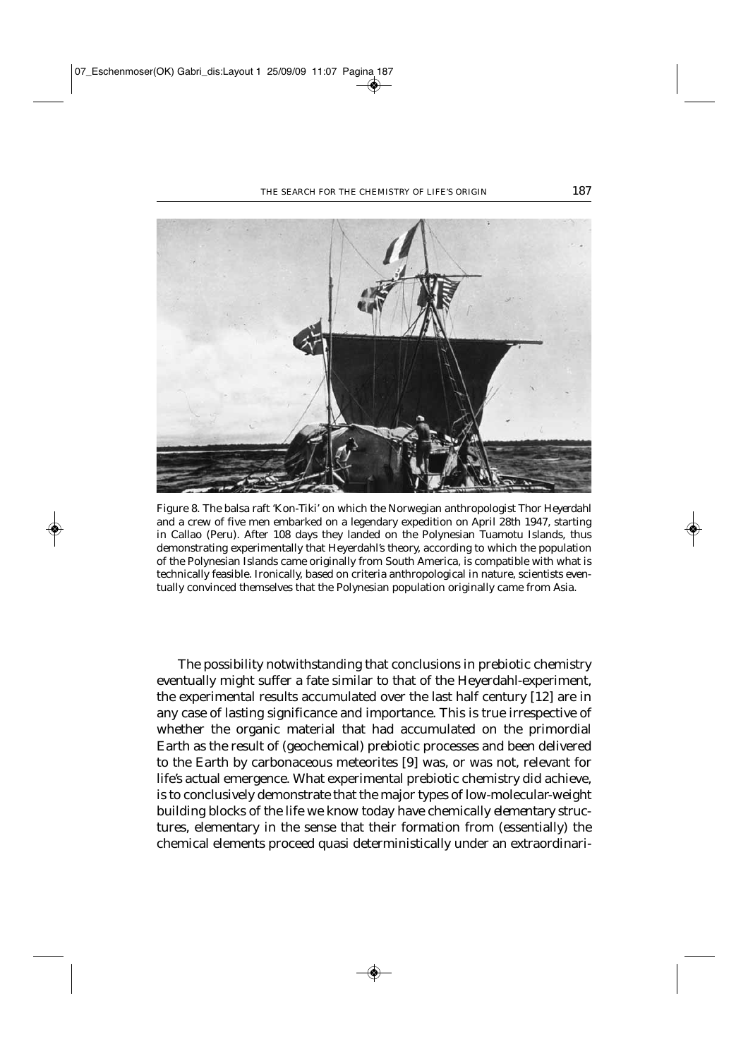Figure 8. The balsa raft 'Kon-Tiki' on which the Norwegian anthropologist Thor Heyerdahl and a crew of five men embarked on a legendary expedition on April 28th 1947, starting in Callao (Peru). After 108 days they landed on the Polynesian Tuamotu Islands, thus demonstrating experimentally that Heyerdahl's theory, according to which the population of the Polynesian Islands came originally from South America, is compatible with what is technically feasible. Ironically, based on criteria anthropological in nature, scientists eventually convinced themselves that the Polynesian population originally came from Asia.

The possibility notwithstanding that conclusions in prebiotic chemistry eventually might suffer a fate similar to that of the Heyerdahl-experiment, the experimental results accumulated over the last half century [12] are in any case of lasting significance and importance. This is true irrespective of whether the organic material that had accumulated on the primordial Earth as the result of (geochemical) prebiotic processes and been delivered to the Earth by carbonaceous meteorites [9] was, or was not, relevant for life's actual emergence. What experimental prebiotic chemistry did achieve, is to conclusively demonstrate that the major types of low-molecular-weight building blocks of the life we know today have chemically *elementary* structures, elementary in the sense that their formation from (essentially) the chemical elements proceed quasi deterministically under an extraordinari-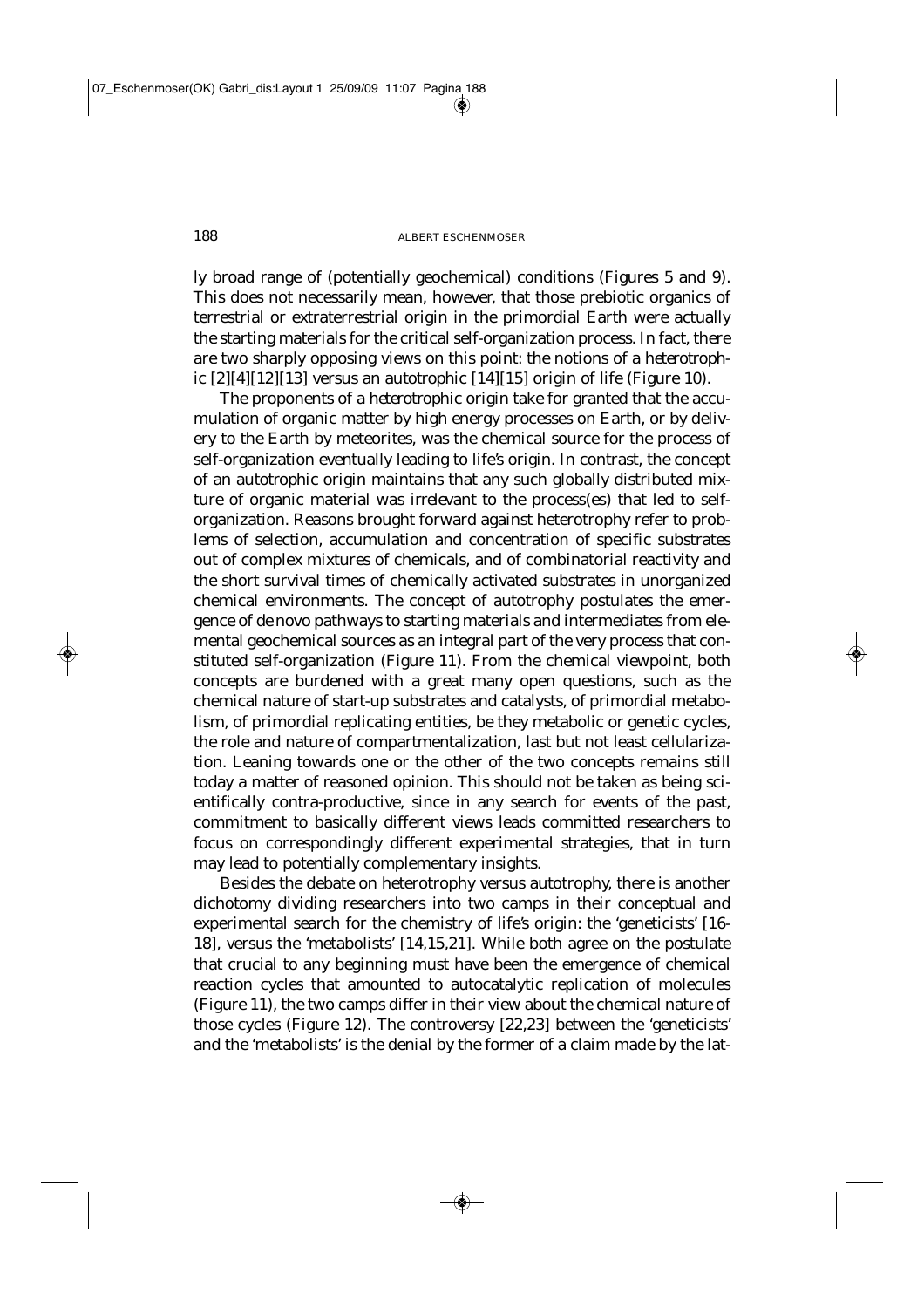ly broad range of (potentially geochemical) conditions (Figures 5 and 9). This does not necessarily mean, however, that those prebiotic organics of terrestrial or extraterrestrial origin in the primordial Earth were actually the starting materials for the critical self-organization process. In fact, there are two sharply opposing views on this point: the notions of a *heterotrophic* [2][4][12][13] versus an autotrophic [14][15] origin of life (Figure 10).

The proponents of a *heterotrophic* origin take for granted that the accumulation of organic matter by high energy processes on Earth, or by delivery to the Earth by meteorites, was the chemical source for the process of self-organization eventually leading to life's origin. In contrast, the concept of an autotrophic origin maintains that any such globally distributed mixture of organic material was irrelevant to the process(es) that led to self-organization. Reasons brought forward against heterotrophy refer to problems of selection, accumulation and concentration of specific substrates out of complex mixtures of chemicals, and of combinatorial reactivity and the short survival times of chemically activated substrates in unorganized chemical environments. The concept of autotrophy postulates the emergence of *de novo* pathways to starting materials and intermediates from elemental geochemical sources as an integral part of the very process that constituted self-organization (Figure 11). From the chemical viewpoint, both concepts are burdened with a great many open questions, such as the chemical nature of start-up substrates and catalysts, of primordial metabolism, of primordial replicating entities, be they metabolic or genetic cycles, the role and nature of compartmentalization, last but not least cellularization. Leaning towards one or the other of the two concepts remains still today a matter of reasoned opinion. This should not be taken as being scientifically contra-productive, since in any search for events of the past, commitment to basically different views leads committed researchers to focus on correspondingly different experimental strategies, that in turn may lead to potentially complementary insights.

Besides the debate on heterotrophy versus autotrophy, there is another dichotomy dividing researchers into two camps in their conceptual and experimental search for the chemistry of life's origin: the 'geneticists' [16-18], versus the 'metabolists' [14,15,21]. While both agree on the postulate that crucial to any beginning must have been the emergence of chemical reaction cycles that amounted to autocatalytic replication of molecules (Figure 11), the two camps differ in their view about the chemical nature of those cycles (Figure 12). The controversy [22,23] between the 'geneticists' and the 'metabolists' is the denial by the former of a claim made by the lat-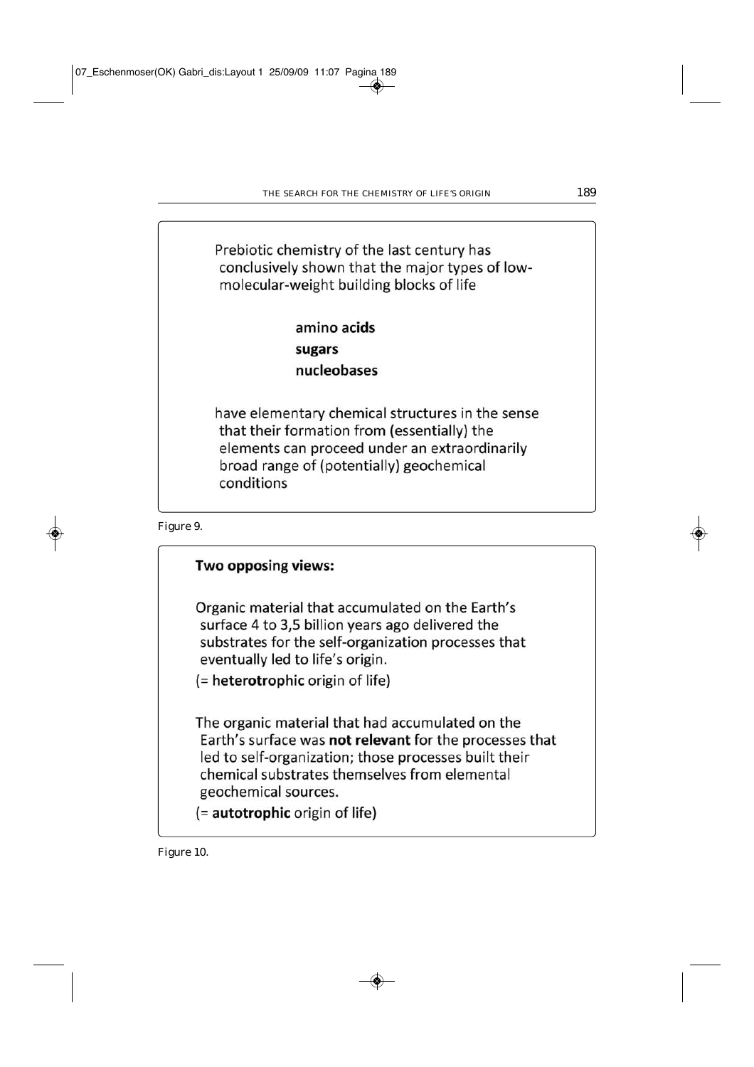Prebiotic chemistry of the last century has conclusively shown that the major types of low-molecular-weight building blocks of life

**amino acids**
**sugars**
**nucleobases**

have elementary chemical structures in the sense that their formation from (essentially) the elements can proceed under an extraordinarily broad range of (potentially) geochemical conditions

Figure 9.

**Two opposing views:**

Organic material that accumulated on the Earth's surface 4 to 3,5 billion years ago delivered the substrates for the self-organization processes that eventually led to life's origin.
(= **heterotrophic** origin of life)

The organic material that had accumulated on the Earth's surface was **not relevant** for the processes that led to self-organization; those processes built their chemical substrates themselves from elemental geochemical sources.
(= **autotrophic** origin of life)

Figure 10.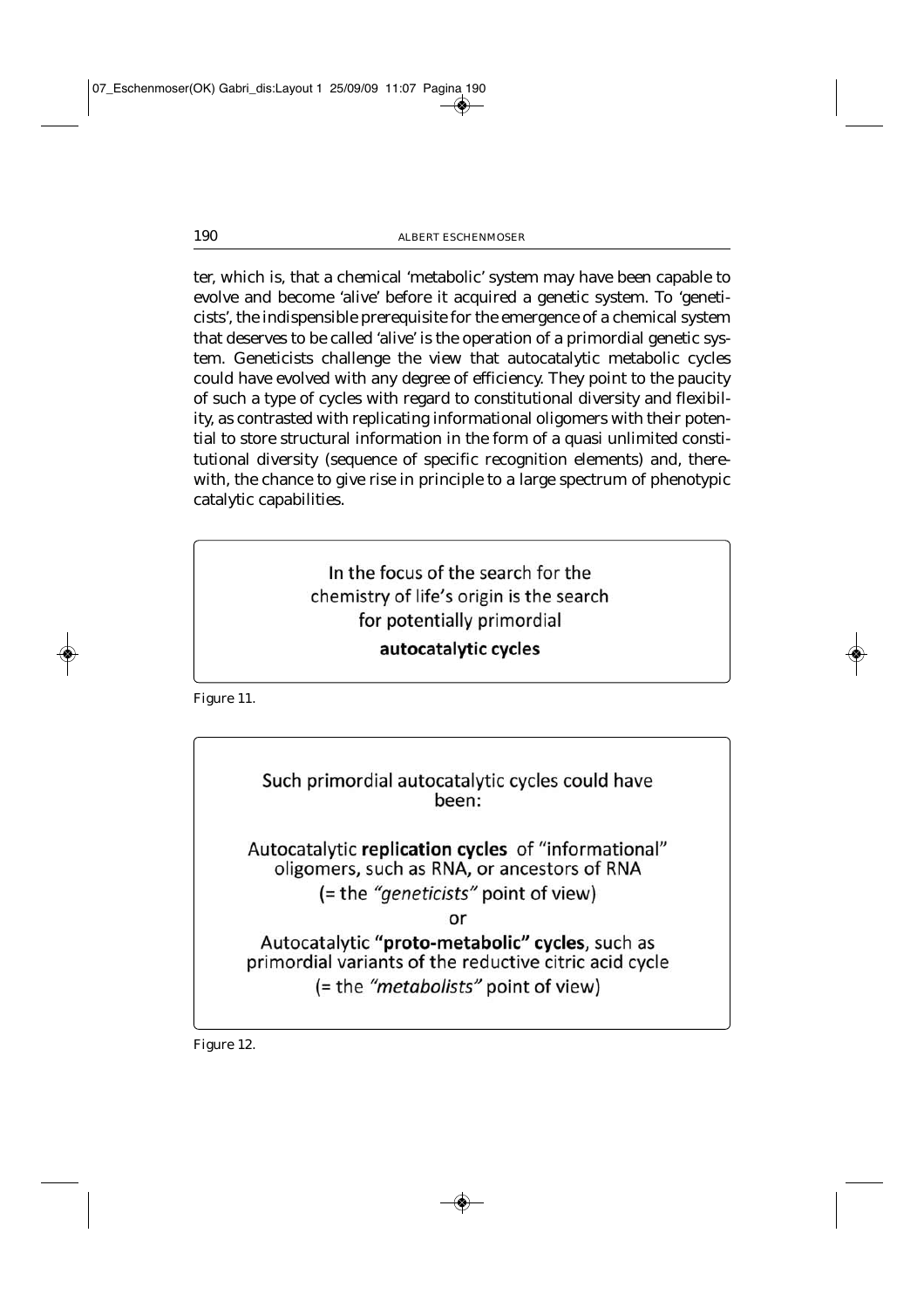ter, which is, that a chemical 'metabolic' system may have been capable to evolve and become 'alive' before it acquired a genetic system. To 'geneticists', the indispensible prerequisite for the emergence of a chemical system that deserves to be called 'alive' is the operation of a primordial genetic system. Geneticists challenge the view that autocatalytic metabolic cycles could have evolved with any degree of efficiency. They point to the paucity of such a type of cycles with regard to constitutional diversity and flexibility, as contrasted with replicating informational oligomers with their potential to store structural information in the form of a quasi unlimited constitutional diversity (sequence of specific recognition elements) and, therewith, the chance to give rise in principle to a large spectrum of phenotypic catalytic capabilities.

> In the focus of the search for the chemistry of life's origin is the search for potentially primordial **autocatalytic cycles**

Figure 11.

> Such primordial autocatalytic cycles could have been:
>
> Autocatalytic **replication cycles** of "informational" oligomers, such as RNA, or ancestors of RNA
> (= the *"geneticists"* point of view)
>
> or
>
> Autocatalytic **"proto-metabolic" cycles**, such as primordial variants of the reductive citric acid cycle
> (= the *"metabolists"* point of view)

Figure 12.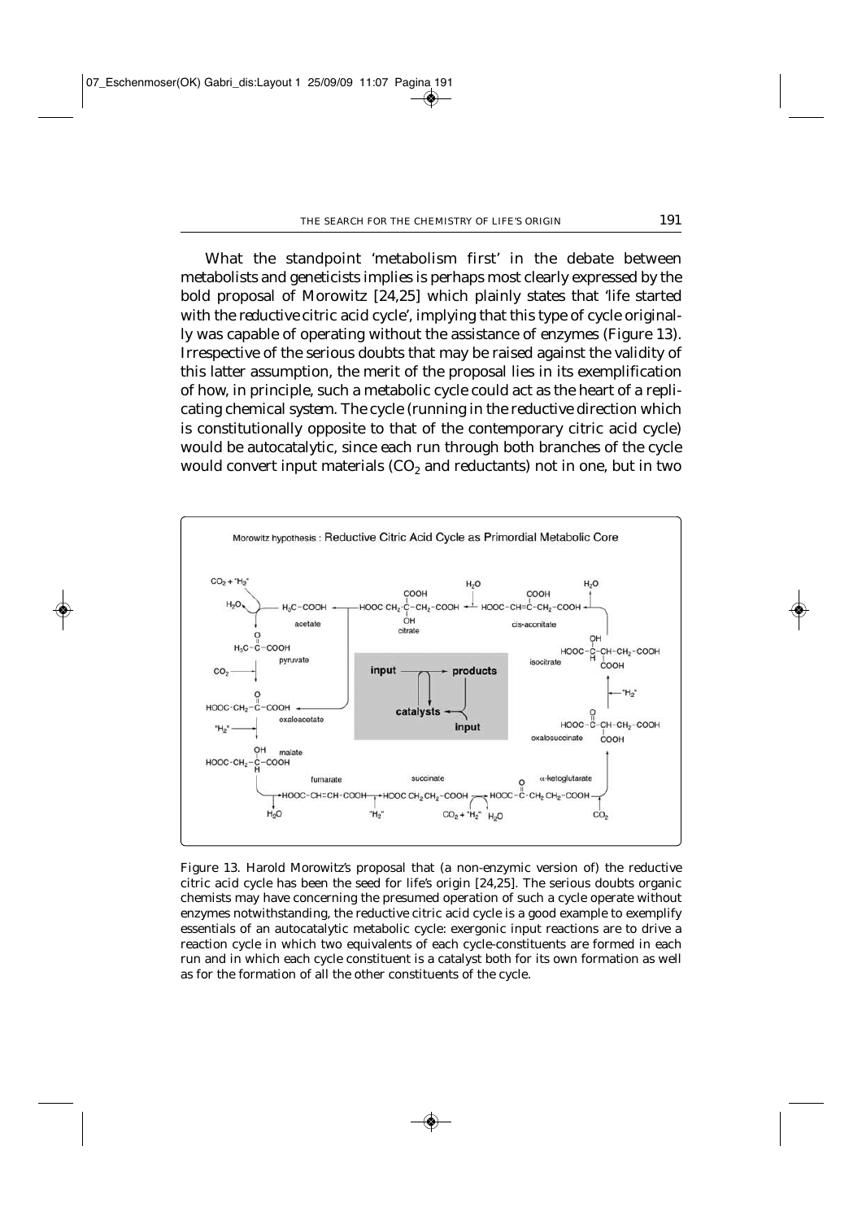What the standpoint 'metabolism first' in the debate between metabolists and geneticists implies is perhaps most clearly expressed by the bold proposal of Morowitz [24,25] which plainly states that 'life started with the *reductive* citric acid cycle', implying that this type of cycle originally was capable of operating without the assistance of enzymes (Figure 13). Irrespective of the serious doubts that may be raised against the validity of this latter assumption, the merit of the proposal lies in its exemplification of how, in principle, such a metabolic cycle could act as the heart of a replicating chemical system. The cycle (running in the reductive direction which is constitutionally opposite to that of the contemporary citric acid cycle) would be autocatalytic, since each run through both branches of the cycle would convert input materials ($CO_2$ and reductants) not in one, but in two

Figure 13. Harold Morowitz's proposal that (a non-enzymic version of) the reductive citric acid cycle has been the seed for life's origin [24,25]. The serious doubts organic chemists may have concerning the presumed operation of such a cycle operate without enzymes notwithstanding, the reductive citric acid cycle is a good example to exemplify essentials of an autocatalytic metabolic cycle: exergonic input reactions are to drive a reaction cycle in which two equivalents of each cycle-constituents are formed in each run and in which each cycle constituent is a catalyst both for its own formation as well as for the formation of all the other constituents of the cycle.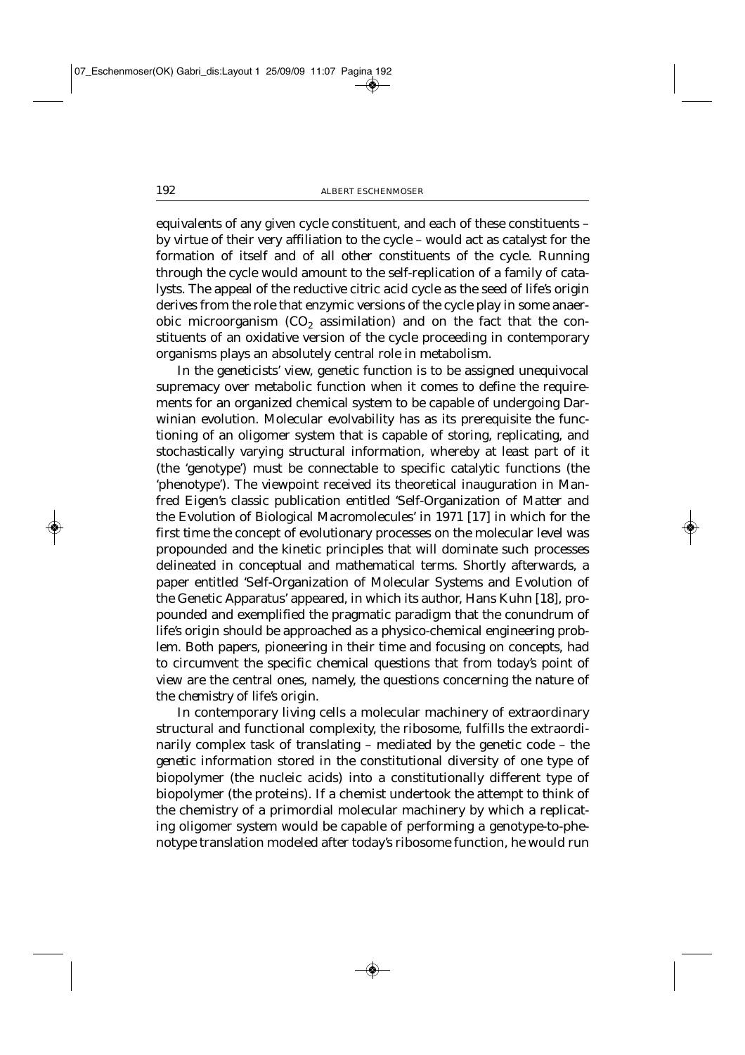equivalents of any given cycle constituent, and each of these constituents – by virtue of their very affiliation to the cycle – would act as catalyst for the formation of itself and of all other constituents of the cycle. Running through the cycle would amount to the self-replication of a family of catalysts. The appeal of the reductive citric acid cycle as the seed of life's origin derives from the role that enzymic versions of the cycle play in some anaerobic microorganism ($CO_2$ assimilation) and on the fact that the constituents of an oxidative version of the cycle proceeding in contemporary organisms plays an absolutely central role in metabolism.

In the geneticists' view, genetic function is to be assigned unequivocal supremacy over metabolic function when it comes to define the requirements for an organized chemical system to be capable of undergoing Darwinian evolution. Molecular evolvability has as its prerequisite the functioning of an oligomer system that is capable of storing, replicating, and stochastically varying structural information, whereby at least part of it (the 'genotype') must be connectable to specific catalytic functions (the 'phenotype'). The viewpoint received its theoretical inauguration in Manfred Eigen's classic publication entitled 'Self-Organization of Matter and the Evolution of Biological Macromolecules' in 1971 [17] in which for the first time the concept of evolutionary processes on the molecular level was propounded and the kinetic principles that will dominate such processes delineated in conceptual and mathematical terms. Shortly afterwards, a paper entitled 'Self-Organization of Molecular Systems and Evolution of the Genetic Apparatus' appeared, in which its author, Hans Kuhn [18], propounded and exemplified the pragmatic paradigm that the conundrum of life's origin should be approached as a physico-chemical engineering problem. Both papers, pioneering in their time and focusing on concepts, had to circumvent the specific chemical questions that from today's point of view are the central ones, namely, the questions concerning the nature of the *chemistry* of life's origin.

In contemporary living cells a molecular machinery of extraordinary structural and functional complexity, the ribosome, fulfills the extraordinarily complex task of translating – mediated by the genetic code – the *genetic* information stored in the constitutional diversity of one type of biopolymer (the nucleic acids) into a constitutionally different type of biopolymer (the proteins). If a chemist undertook the attempt to think of the chemistry of a primordial molecular machinery by which a replicating oligomer system would be capable of performing a genotype-to-phenotype translation modeled after today's ribosome function, he would run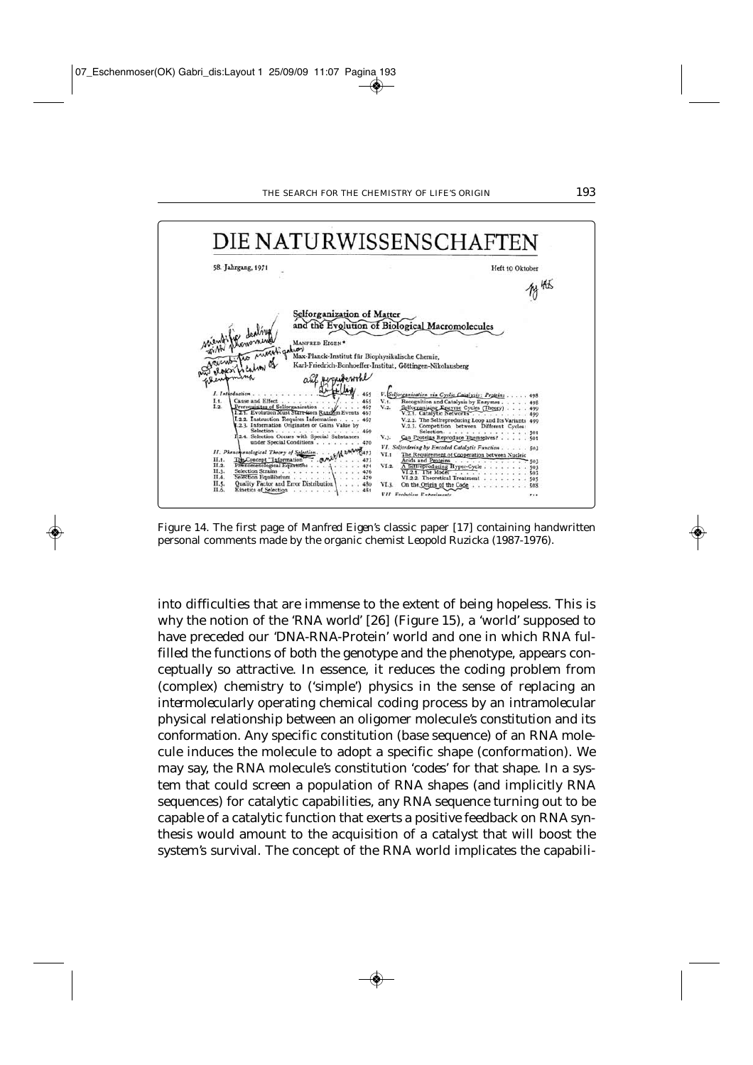Figure 14. The first page of Manfred Eigen's classic paper [17] containing handwritten personal comments made by the organic chemist Leopold Ruzicka (1987-1976).

into difficulties that are immense to the extent of being hopeless. This is why the notion of the 'RNA world' [26] (Figure 15), a 'world' supposed to have preceded our 'DNA-RNA-Protein' world and one in which RNA fulfilled the functions of both the genotype and the phenotype, appears conceptually so attractive. In essence, it reduces the coding problem from (complex) chemistry to ('simple') physics in the sense of replacing an intermolecularly operating chemical coding process by an intramolecular physical relationship between an oligomer molecule's constitution and its conformation. Any specific constitution (base sequence) of an RNA molecule induces the molecule to adopt a specific shape (conformation). We may say, the RNA molecule's constitution 'codes' for that shape. In a system that could screen a population of RNA shapes (and implicitly RNA sequences) for catalytic capabilities, any RNA sequence turning out to be capable of a catalytic function that exerts a positive feedback on RNA synthesis would amount to the acquisition of a catalyst that will boost the system's survival. The concept of the RNA world implicates the capabili-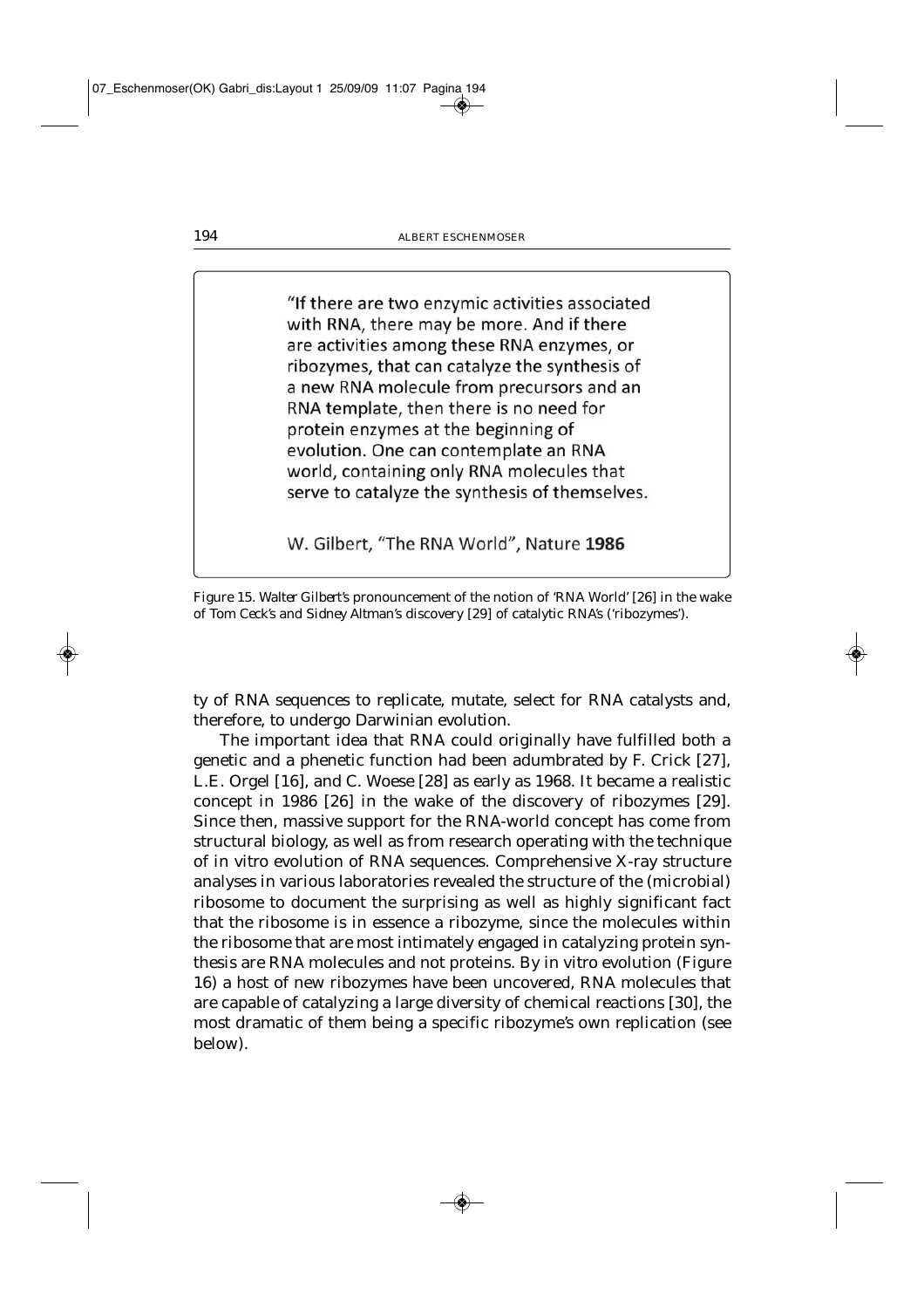> "If there are two enzymic activities associated with RNA, there may be more. And if there are activities among these RNA enzymes, or ribozymes, that can catalyze the synthesis of a new RNA molecule from precursors and an RNA template, then there is no need for protein enzymes at the beginning of evolution. One can contemplate an RNA world, containing only RNA molecules that serve to catalyze the synthesis of themselves.
>
> W. Gilbert, "The RNA World", Nature **1986**

Figure 15. Walter Gilbert's pronouncement of the notion of 'RNA World' [26] in the wake of Tom Ceck's and Sidney Altman's discovery [29] of catalytic RNA's ('ribozymes').

ty of RNA sequences to replicate, mutate, select for RNA catalysts and, therefore, to undergo Darwinian evolution.

The important idea that RNA could originally have fulfilled both a genetic and a phenetic function had been adumbrated by F. Crick [27], L.E. Orgel [16], and C. Woese [28] as early as 1968. It became a realistic concept in 1986 [26] in the wake of the discovery of ribozymes [29]. Since then, massive support for the RNA-world concept has come from structural biology, as well as from research operating with the technique of in vitro evolution of RNA sequences. Comprehensive X-ray structure analyses in various laboratories revealed the structure of the (microbial) ribosome to document the surprising as well as highly significant fact that the ribosome is in essence a ribozyme, since the molecules within the ribosome that are most intimately engaged in catalyzing protein synthesis are RNA molecules and not proteins. By in vitro evolution (Figure 16) a host of new ribozymes have been uncovered, RNA molecules that are capable of catalyzing a large diversity of chemical reactions [30], the most dramatic of them being a specific ribozyme's own replication (see below).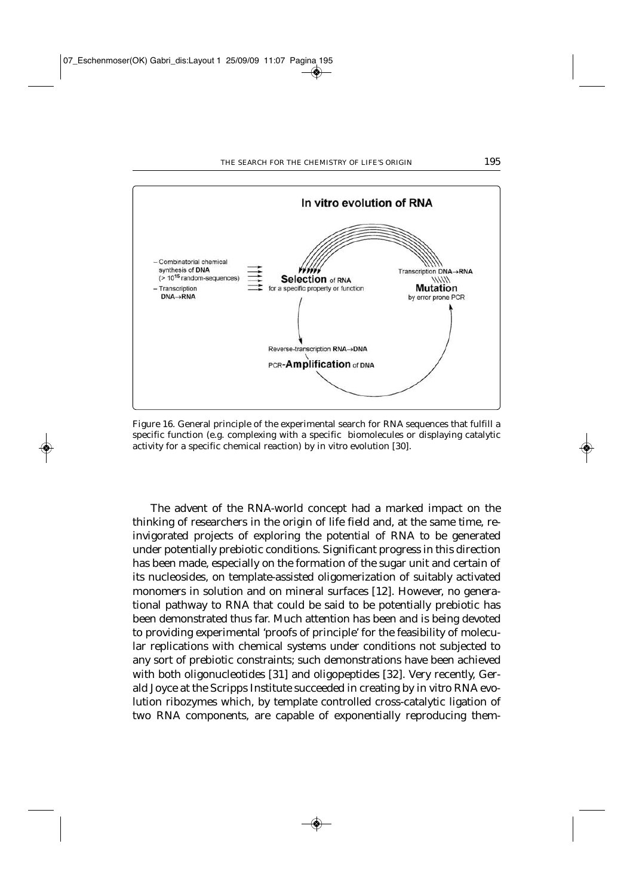Figure 16. General principle of the experimental search for RNA sequences that fulfill a specific function (e.g. complexing with a specific biomolecules or displaying catalytic activity for a specific chemical reaction) by in vitro evolution [30].

The advent of the RNA-world concept had a marked impact on the thinking of researchers in the origin of life field and, at the same time, reinvigorated projects of exploring the potential of RNA to be generated under potentially prebiotic conditions. Significant progress in this direction has been made, especially on the formation of the sugar unit and certain of its nucleosides, on template-assisted oligomerization of suitably activated monomers in solution and on mineral surfaces [12]. However, no generational pathway to RNA that could be said to be potentially prebiotic has been demonstrated thus far. Much attention has been and is being devoted to providing experimental 'proofs of principle' for the feasibility of molecular replications with chemical systems under conditions not subjected to any sort of prebiotic constraints; such demonstrations have been achieved with both oligonucleotides [31] and oligopeptides [32]. Very recently, Gerald Joyce at the Scripps Institute succeeded in creating by in vitro RNA evolution ribozymes which, by template controlled cross-catalytic ligation of two RNA components, are capable of exponentially reproducing them-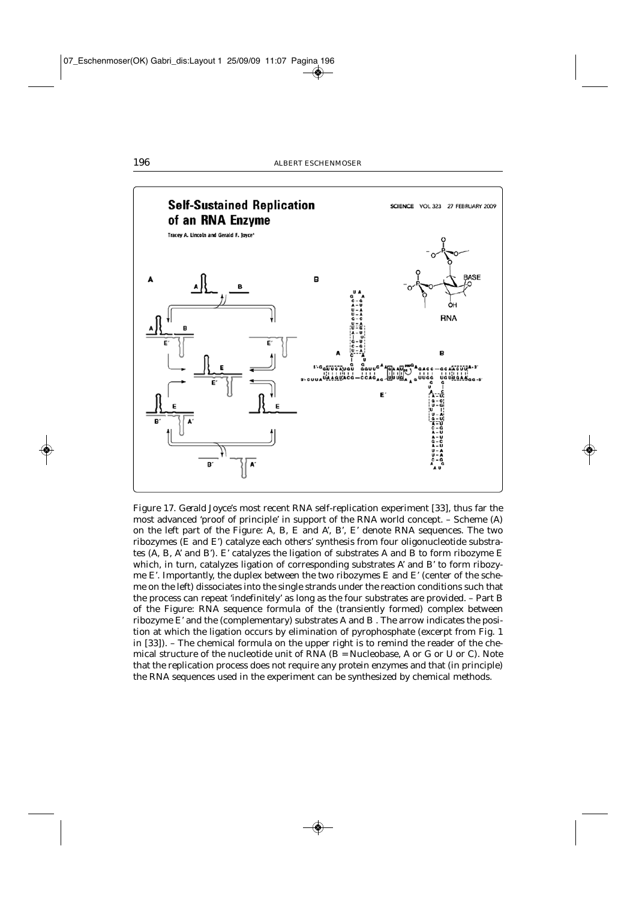Figure 17. Gerald Joyce's most recent RNA self-replication experiment [33], thus far the most advanced 'proof of principle' in support of the RNA world concept. – Scheme (A) on the left part of the Figure: A, B, E and A', B', E' denote RNA sequences. The two ribozymes (E and E') catalyze each others' synthesis from four oligonucleotide substrates (A, B, A' and B'). E' catalyzes the ligation of substrates A and B to form ribozyme E which, in turn, catalyzes ligation of corresponding substrates A' and B' to form ribozyme E'. Importantly, the duplex between the two ribozymes E and E' (center of the scheme on the left) dissociates into the single strands under the reaction conditions such that the process can repeat 'indefinitely' as long as the four substrates are provided. – Part B of the Figure: RNA sequence formula of the (transiently formed) complex between ribozyme E' and the (complementary) substrates A and B . The arrow indicates the position at which the ligation occurs by elimination of pyrophosphate (excerpt from Fig. 1 in [33]). – The chemical formula on the upper right is to remind the reader of the chemical structure of the nucleotide unit of RNA (B = Nucleobase, A or G or U or C). Note that the replication process does not require any protein enzymes and that (in principle) the RNA sequences used in the experiment can be synthesized by chemical methods.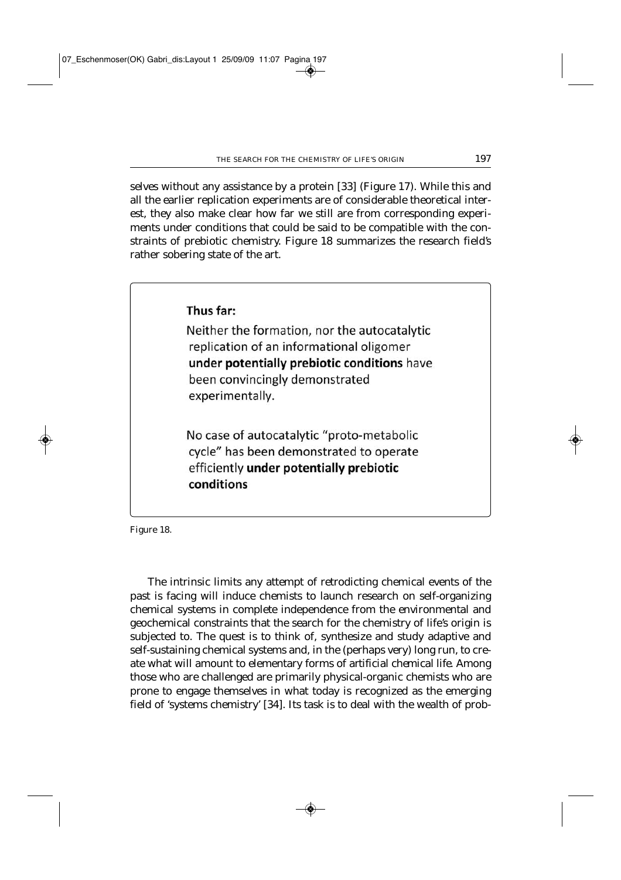selves without any assistance by a protein [33] (Figure 17). While this and all the earlier replication experiments are of considerable theoretical interest, they also make clear how far we still are from corresponding experiments under conditions that could be said to be compatible with the constraints of prebiotic chemistry. Figure 18 summarizes the research field's rather sobering state of the art.

> **Thus far:**
>
> Neither the formation, nor the autocatalytic replication of an informational oligomer **under potentially prebiotic conditions** have been convincingly demonstrated experimentally.
>
> No case of autocatalytic "proto-metabolic cycle" has been demonstrated to operate efficiently **under potentially prebiotic conditions**

Figure 18.

The intrinsic limits any attempt of retrodicting chemical events of the past is facing will induce chemists to launch research on self-organizing chemical systems in complete independence from the environmental and geochemical constraints that the search for the chemistry of life's origin is subjected to. The quest is to think of, synthesize and study adaptive and self-sustaining chemical systems and, in the (perhaps very) long run, to create what will amount to elementary forms of artificial chemical life. Among those who are challenged are primarily physical-organic chemists who are prone to engage themselves in what today is recognized as the emerging field of 'systems chemistry' [34]. Its task is to deal with the wealth of prob-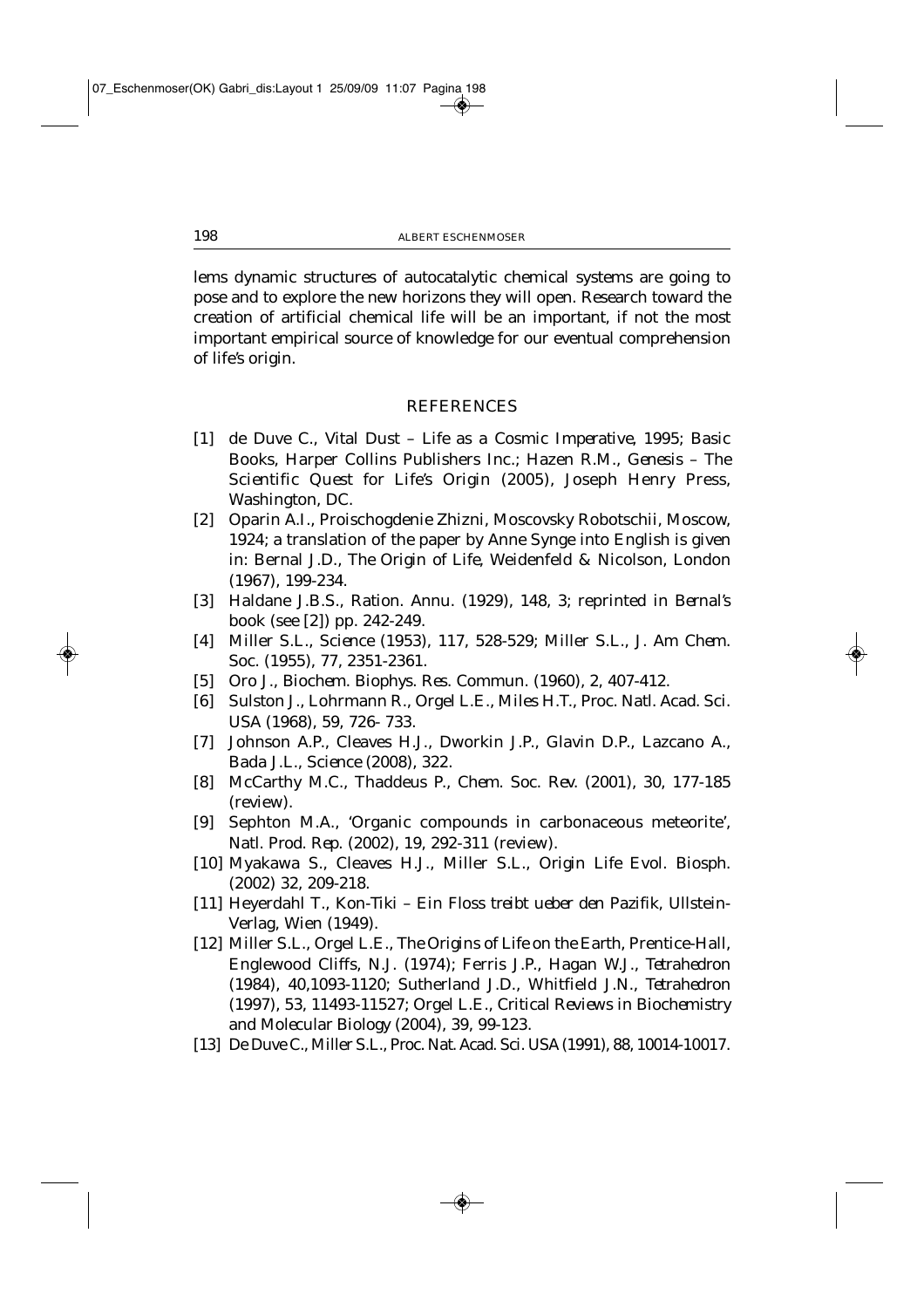lems dynamic structures of autocatalytic chemical systems are going to pose and to explore the new horizons they will open. Research toward the creation of artificial chemical life will be an important, if not the most important empirical source of knowledge for our eventual comprehension of life's origin.

## REFERENCES

[1] de Duve C., *Vital Dust – Life as a Cosmic Imperative*, 1995; Basic Books, Harper Collins Publishers Inc.; Hazen R.M., *Genesis – The Scientific Quest for Life's Origin* (2005), Joseph Henry Press, Washington, DC.

[2] Oparin A.I., Proischogdenie Zhizni, Moscovsky Robotschii, Moscow, 1924; a translation of the paper by Anne Synge into English is given in: Bernal J.D., *The Origin of Life*, Weidenfeld & Nicolson, London (1967), 199-234.

[3] Haldane J.B.S., *Ration. Annu.* (1929), 148, 3; reprinted in Bernal's book (see [2]) pp. 242-249.

[4] Miller S.L., *Science* (1953), 117, 528-529; Miller S.L., *J. Am Chem. Soc.* (1955), 77, 2351-2361.

[5] Oro J., *Biochem. Biophys. Res. Commun.* (1960), 2, 407-412.

[6] Sulston J., Lohrmann R., Orgel L.E., Miles H.T., *Proc. Natl. Acad. Sci. USA* (1968), 59, 726- 733.

[7] Johnson A.P., Cleaves H.J., Dworkin J.P., Glavin D.P., Lazcano A., Bada J.L., *Science* (2008), 322.

[8] McCarthy M.C., Thaddeus P., *Chem. Soc. Rev.* (2001), 30, 177-185 (review).

[9] Sephton M.A., 'Organic compounds in carbonaceous meteorite', *Natl. Prod. Rep.* (2002), 19, 292-311 (review).

[10] Myakawa S., Cleaves H.J., Miller S.L., *Origin Life Evol. Biosph.* (2002) 32, 209-218.

[11] Heyerdahl T., *Kon-Tiki – Ein Floss treibt ueber den Pazifik*, Ullstein-Verlag, Wien (1949).

[12] Miller S.L., Orgel L.E., *The Origins of Life on the Earth*, Prentice-Hall, Englewood Cliffs, N.J. (1974); Ferris J.P., Hagan W.J., *Tetrahedron* (1984), 40,1093-1120; Sutherland J.D., Whitfield J.N., *Tetrahedron* (1997), 53, 11493-11527; Orgel L.E., *Critical Reviews in Biochemistry and Molecular Biology* (2004), 39, 99-123.

[13] De Duve C., Miller S.L., *Proc. Nat. Acad. Sci. USA* (1991), 88, 10014-10017.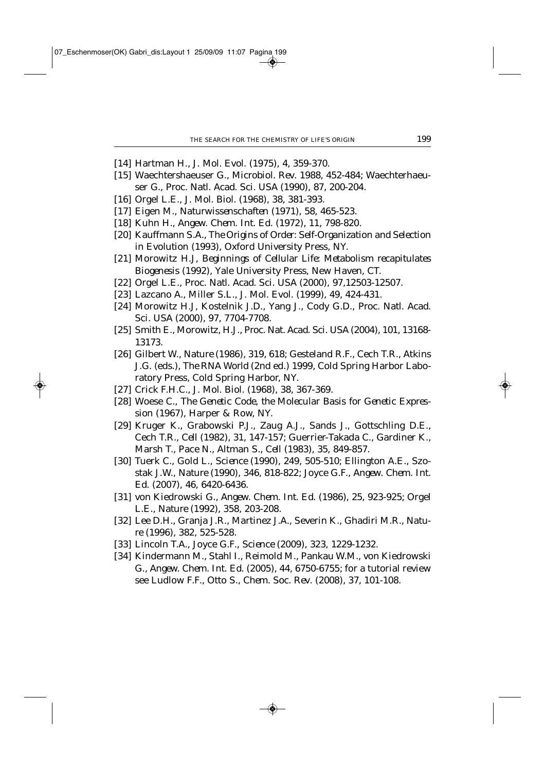[14] Hartman H., *J. Mol. Evol.* (1975), 4, 359-370.

[15] Waechtershaeuser G., *Microbiol. Rev.* 1988, 452-484; Waechterhaeuser G., *Proc. Natl. Acad. Sci. USA* (1990), 87, 200-204.

[16] Orgel L.E., *J. Mol. Biol.* (1968), 38, 381-393.

[17] Eigen M., *Naturwissenschaften* (1971), 58, 465-523.

[18] Kuhn H., *Angew. Chem. Int. Ed.* (1972), 11, 798-820.

[20] Kauffmann S.A., *The Origins of Order: Self-Organization and Selection in Evolution* (1993), Oxford University Press, NY.

[21] Morowitz H.J, *Beginnings of Cellular Life: Metabolism recapitulates Biogenesis* (1992), Yale University Press, New Haven, CT.

[22] Orgel L.E., *Proc. Natl. Acad. Sci. USA* (2000), 97,12503-12507.

[23] Lazcano A., Miller S.L., *J. Mol. Evol.* (1999), 49, 424-431.

[24] Morowitz H.J, Kostelnik J.D., Yang J., Cody G.D., *Proc. Natl. Acad. Sci. USA* (2000), 97, 7704-7708.

[25] Smith E., Morowitz, H.J., *Proc. Nat. Acad. Sci. USA* (2004), 101, 13168-13173.

[26] Gilbert W., *Nature* (1986), 319, 618; Gesteland R.F., Cech T.R., Atkins J.G. (eds.), *The RNA World* (2nd ed.) 1999, Cold Spring Harbor Laboratory Press, Cold Spring Harbor, NY.

[27] Crick F.H.C., *J. Mol. Biol.* (1968), 38, 367-369.

[28] Woese C., *The Genetic Code, the Molecular Basis for Genetic Expression* (1967), Harper & Row, NY.

[29] Kruger K., Grabowski P.J., Zaug A.J., Sands J., Gottschling D.E., Cech T.R., *Cell* (1982), 31, 147-157; Guerrier-Takada C., Gardiner K., Marsh T., Pace N., Altman S., *Cell* (1983), 35, 849-857.

[30] Tuerk C., Gold L., *Science* (1990), 249, 505-510; Ellington A.E., Szostak J.W., *Nature* (1990), 346, 818-822; Joyce G.F., *Angew. Chem. Int. Ed.* (2007), 46, 6420-6436.

[31] von Kiedrowski G., *Angew. Chem. Int. Ed.* (1986), 25, 923-925; Orgel L.E., *Nature* (1992), 358, 203-208.

[32] Lee D.H., Granja J.R., Martinez J.A., Severin K., Ghadiri M.R., *Nature* (1996), 382, 525-528.

[33] Lincoln T.A., Joyce G.F., *Science* (2009), 323, 1229-1232.

[34] Kindermann M., Stahl I., Reimold M., Pankau W.M., von Kiedrowski G., *Angew. Chem. Int. Ed.* (2005), 44, 6750-6755; for a tutorial review see Ludlow F.F., Otto S., *Chem. Soc. Rev.* (2008), 37, 101-108.